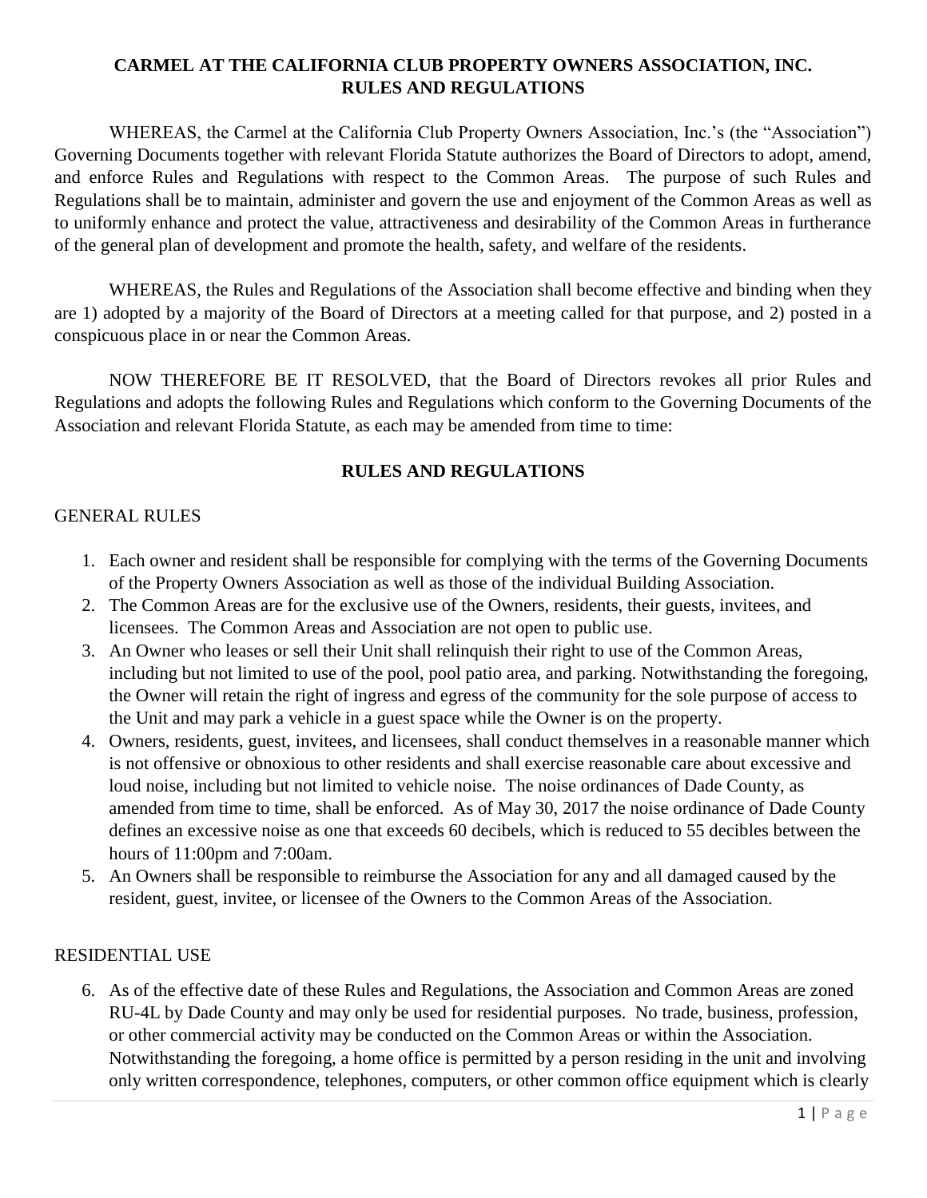# CARMEL AT THE CALIFORNIA CLUB PROPERTY OWNERS ASSOCIATION, INC.
# RULES AND REGULATIONS

WHEREAS, the Carmel at the California Club Property Owners Association, Inc.'s (the "Association") Governing Documents together with relevant Florida Statute authorizes the Board of Directors to adopt, amend, and enforce Rules and Regulations with respect to the Common Areas. The purpose of such Rules and Regulations shall be to maintain, administer and govern the use and enjoyment of the Common Areas as well as to uniformly enhance and protect the value, attractiveness and desirability of the Common Areas in furtherance of the general plan of development and promote the health, safety, and welfare of the residents.

WHEREAS, the Rules and Regulations of the Association shall become effective and binding when they are 1) adopted by a majority of the Board of Directors at a meeting called for that purpose, and 2) posted in a conspicuous place in or near the Common Areas.

NOW THEREFORE BE IT RESOLVED, that the Board of Directors revokes all prior Rules and Regulations and adopts the following Rules and Regulations which conform to the Governing Documents of the Association and relevant Florida Statute, as each may be amended from time to time:

## RULES AND REGULATIONS

### GENERAL RULES

1. Each owner and resident shall be responsible for complying with the terms of the Governing Documents of the Property Owners Association as well as those of the individual Building Association.
2. The Common Areas are for the exclusive use of the Owners, residents, their guests, invitees, and licensees. The Common Areas and Association are not open to public use.
3. An Owner who leases or sell their Unit shall relinquish their right to use of the Common Areas, including but not limited to use of the pool, pool patio area, and parking. Notwithstanding the foregoing, the Owner will retain the right of ingress and egress of the community for the sole purpose of access to the Unit and may park a vehicle in a guest space while the Owner is on the property.
4. Owners, residents, guest, invitees, and licensees, shall conduct themselves in a reasonable manner which is not offensive or obnoxious to other residents and shall exercise reasonable care about excessive and loud noise, including but not limited to vehicle noise. The noise ordinances of Dade County, as amended from time to time, shall be enforced. As of May 30, 2017 the noise ordinance of Dade County defines an excessive noise as one that exceeds 60 decibels, which is reduced to 55 decibles between the hours of 11:00pm and 7:00am.
5. An Owners shall be responsible to reimburse the Association for any and all damaged caused by the resident, guest, invitee, or licensee of the Owners to the Common Areas of the Association.

### RESIDENTIAL USE

6. As of the effective date of these Rules and Regulations, the Association and Common Areas are zoned RU-4L by Dade County and may only be used for residential purposes. No trade, business, profession, or other commercial activity may be conducted on the Common Areas or within the Association. Notwithstanding the foregoing, a home office is permitted by a person residing in the unit and involving only written correspondence, telephones, computers, or other common office equipment which is clearly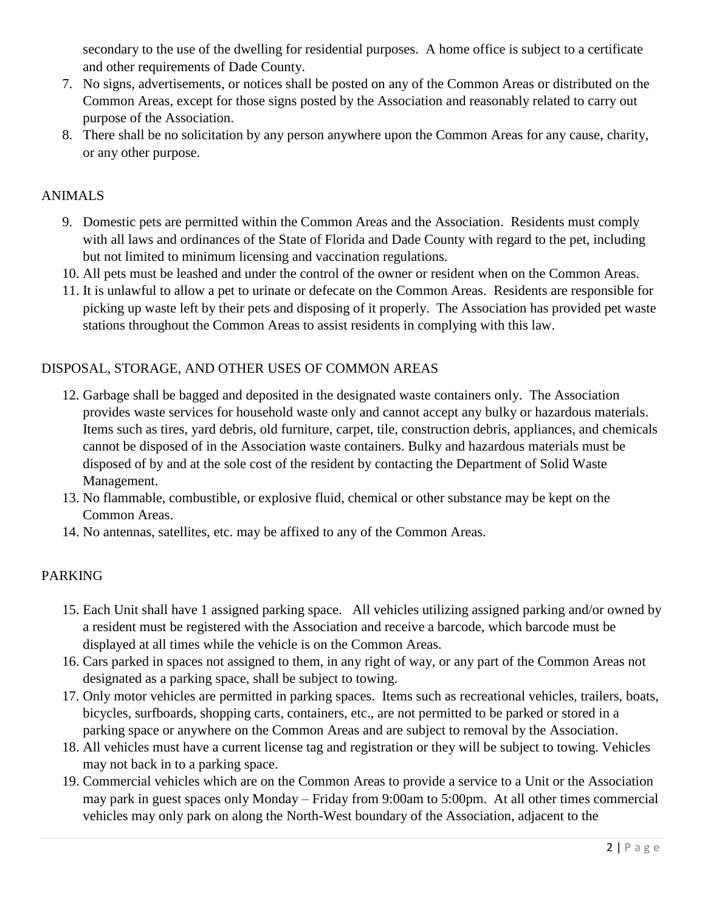secondary to the use of the dwelling for residential purposes. A home office is subject to a certificate and other requirements of Dade County.

7. No signs, advertisements, or notices shall be posted on any of the Common Areas or distributed on the Common Areas, except for those signs posted by the Association and reasonably related to carry out purpose of the Association.
8. There shall be no solicitation by any person anywhere upon the Common Areas for any cause, charity, or any other purpose.

ANIMALS

9. Domestic pets are permitted within the Common Areas and the Association. Residents must comply with all laws and ordinances of the State of Florida and Dade County with regard to the pet, including but not limited to minimum licensing and vaccination regulations.
10. All pets must be leashed and under the control of the owner or resident when on the Common Areas.
11. It is unlawful to allow a pet to urinate or defecate on the Common Areas. Residents are responsible for picking up waste left by their pets and disposing of it properly. The Association has provided pet waste stations throughout the Common Areas to assist residents in complying with this law.

DISPOSAL, STORAGE, AND OTHER USES OF COMMON AREAS

12. Garbage shall be bagged and deposited in the designated waste containers only. The Association provides waste services for household waste only and cannot accept any bulky or hazardous materials. Items such as tires, yard debris, old furniture, carpet, tile, construction debris, appliances, and chemicals cannot be disposed of in the Association waste containers. Bulky and hazardous materials must be disposed of by and at the sole cost of the resident by contacting the Department of Solid Waste Management.
13. No flammable, combustible, or explosive fluid, chemical or other substance may be kept on the Common Areas.
14. No antennas, satellites, etc. may be affixed to any of the Common Areas.

PARKING

15. Each Unit shall have 1 assigned parking space. All vehicles utilizing assigned parking and/or owned by a resident must be registered with the Association and receive a barcode, which barcode must be displayed at all times while the vehicle is on the Common Areas.
16. Cars parked in spaces not assigned to them, in any right of way, or any part of the Common Areas not designated as a parking space, shall be subject to towing.
17. Only motor vehicles are permitted in parking spaces. Items such as recreational vehicles, trailers, boats, bicycles, surfboards, shopping carts, containers, etc., are not permitted to be parked or stored in a parking space or anywhere on the Common Areas and are subject to removal by the Association.
18. All vehicles must have a current license tag and registration or they will be subject to towing. Vehicles may not back in to a parking space.
19. Commercial vehicles which are on the Common Areas to provide a service to a Unit or the Association may park in guest spaces only Monday – Friday from 9:00am to 5:00pm. At all other times commercial vehicles may only park on along the North-West boundary of the Association, adjacent to the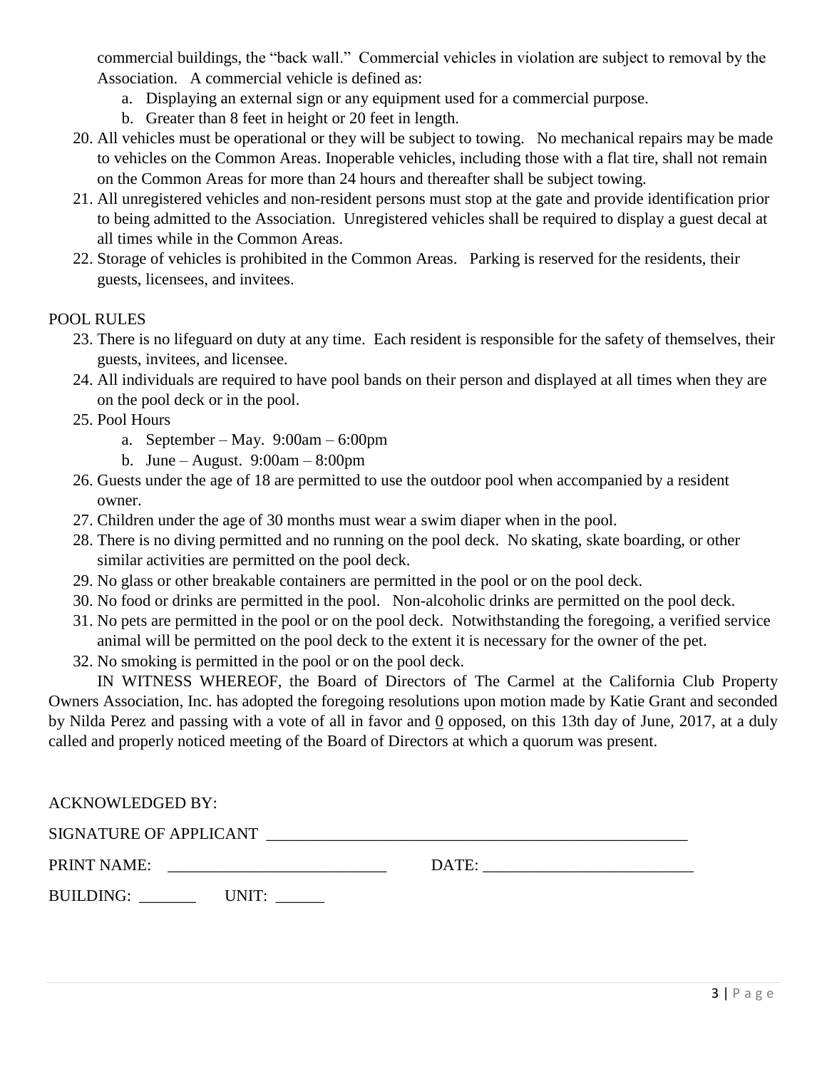commercial buildings, the "back wall." Commercial vehicles in violation are subject to removal by the Association. A commercial vehicle is defined as:

  a. Displaying an external sign or any equipment used for a commercial purpose.
  b. Greater than 8 feet in height or 20 feet in length.

20. All vehicles must be operational or they will be subject to towing. No mechanical repairs may be made to vehicles on the Common Areas. Inoperable vehicles, including those with a flat tire, shall not remain on the Common Areas for more than 24 hours and thereafter shall be subject towing.
21. All unregistered vehicles and non-resident persons must stop at the gate and provide identification prior to being admitted to the Association. Unregistered vehicles shall be required to display a guest decal at all times while in the Common Areas.
22. Storage of vehicles is prohibited in the Common Areas. Parking is reserved for the residents, their guests, licensees, and invitees.

POOL RULES

23. There is no lifeguard on duty at any time. Each resident is responsible for the safety of themselves, their guests, invitees, and licensee.
24. All individuals are required to have pool bands on their person and displayed at all times when they are on the pool deck or in the pool.
25. Pool Hours
    a. September – May. 9:00am – 6:00pm
    b. June – August. 9:00am – 8:00pm
26. Guests under the age of 18 are permitted to use the outdoor pool when accompanied by a resident owner.
27. Children under the age of 30 months must wear a swim diaper when in the pool.
28. There is no diving permitted and no running on the pool deck. No skating, skate boarding, or other similar activities are permitted on the pool deck.
29. No glass or other breakable containers are permitted in the pool or on the pool deck.
30. No food or drinks are permitted in the pool. Non-alcoholic drinks are permitted on the pool deck.
31. No pets are permitted in the pool or on the pool deck. Notwithstanding the foregoing, a verified service animal will be permitted on the pool deck to the extent it is necessary for the owner of the pet.
32. No smoking is permitted in the pool or on the pool deck.

IN WITNESS WHEREOF, the Board of Directors of The Carmel at the California Club Property Owners Association, Inc. has adopted the foregoing resolutions upon motion made by Katie Grant and seconded by Nilda Perez and passing with a vote of all in favor and 0 opposed, on this 13th day of June, 2017, at a duly called and properly noticed meeting of the Board of Directors at which a quorum was present.

ACKNOWLEDGED BY:

SIGNATURE OF APPLICANT \_\_\_\_\_\_\_\_\_\_\_\_\_\_\_\_\_\_\_\_\_\_\_\_\_\_\_\_\_\_\_\_\_\_\_\_\_\_\_\_\_\_\_\_\_\_\_\_\_\_\_\_

PRINT NAME: \_\_\_\_\_\_\_\_\_\_\_\_\_\_\_\_\_\_\_\_\_\_\_\_\_\_\_ DATE: \_\_\_\_\_\_\_\_\_\_\_\_\_\_\_\_\_\_\_\_\_\_\_\_\_\_

BUILDING: \_\_\_\_\_\_\_ UNIT: \_\_\_\_\_\_